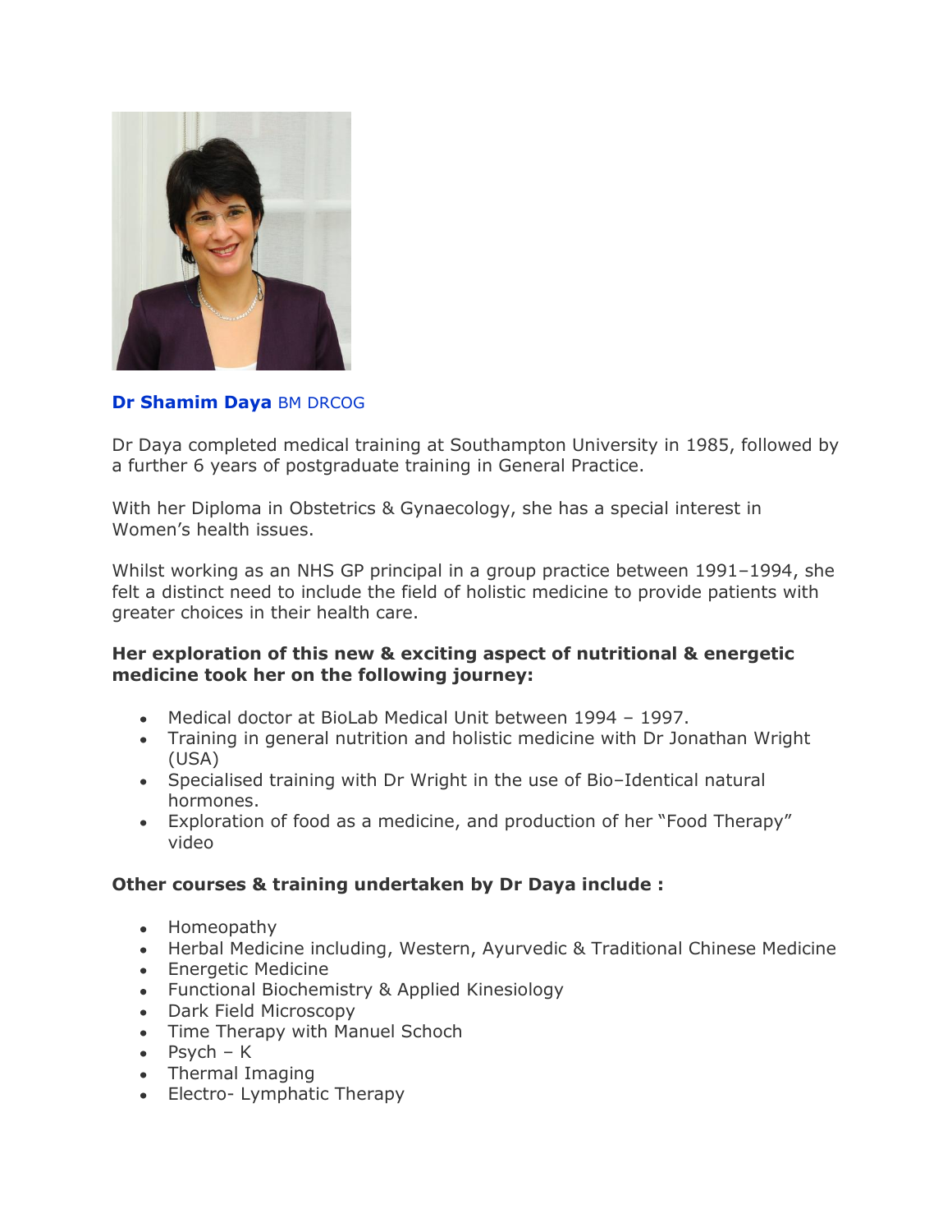**Dr Shamim Daya** BM DRCOG

Dr Daya completed medical training at Southampton University in 1985, followed by a further 6 years of postgraduate training in General Practice.

With her Diploma in Obstetrics & Gynaecology, she has a special interest in Women's health issues.

Whilst working as an NHS GP principal in a group practice between 1991–1994, she felt a distinct need to include the field of holistic medicine to provide patients with greater choices in their health care.

**Her exploration of this new & exciting aspect of nutritional & energetic medicine took her on the following journey:**

- Medical doctor at BioLab Medical Unit between 1994 – 1997.
- Training in general nutrition and holistic medicine with Dr Jonathan Wright (USA)
- Specialised training with Dr Wright in the use of Bio–Identical natural hormones.
- Exploration of food as a medicine, and production of her "Food Therapy" video

**Other courses & training undertaken by Dr Daya include :**

- Homeopathy
- Herbal Medicine including, Western, Ayurvedic & Traditional Chinese Medicine
- Energetic Medicine
- Functional Biochemistry & Applied Kinesiology
- Dark Field Microscopy
- Time Therapy with Manuel Schoch
- Psych – K
- Thermal Imaging
- Electro- Lymphatic Therapy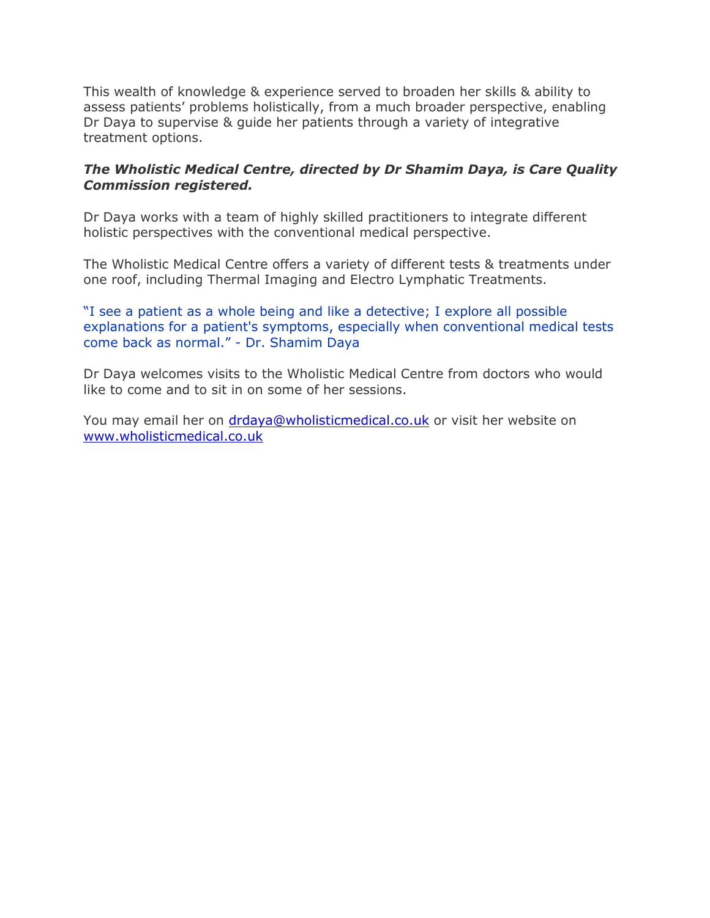This wealth of knowledge & experience served to broaden her skills & ability to assess patients' problems holistically, from a much broader perspective, enabling Dr Daya to supervise & guide her patients through a variety of integrative treatment options.

***The Wholistic Medical Centre, directed by Dr Shamim Daya, is Care Quality Commission registered.***

Dr Daya works with a team of highly skilled practitioners to integrate different holistic perspectives with the conventional medical perspective.

The Wholistic Medical Centre offers a variety of different tests & treatments under one roof, including Thermal Imaging and Electro Lymphatic Treatments.

"I see a patient as a whole being and like a detective; I explore all possible explanations for a patient's symptoms, especially when conventional medical tests come back as normal." - Dr. Shamim Daya

Dr Daya welcomes visits to the Wholistic Medical Centre from doctors who would like to come and to sit in on some of her sessions.

You may email her on [drdaya@wholisticmedical.co.uk](mailto:drdaya@wholisticmedical.co.uk) or visit her website on [www.wholisticmedical.co.uk](http://www.wholisticmedical.co.uk)